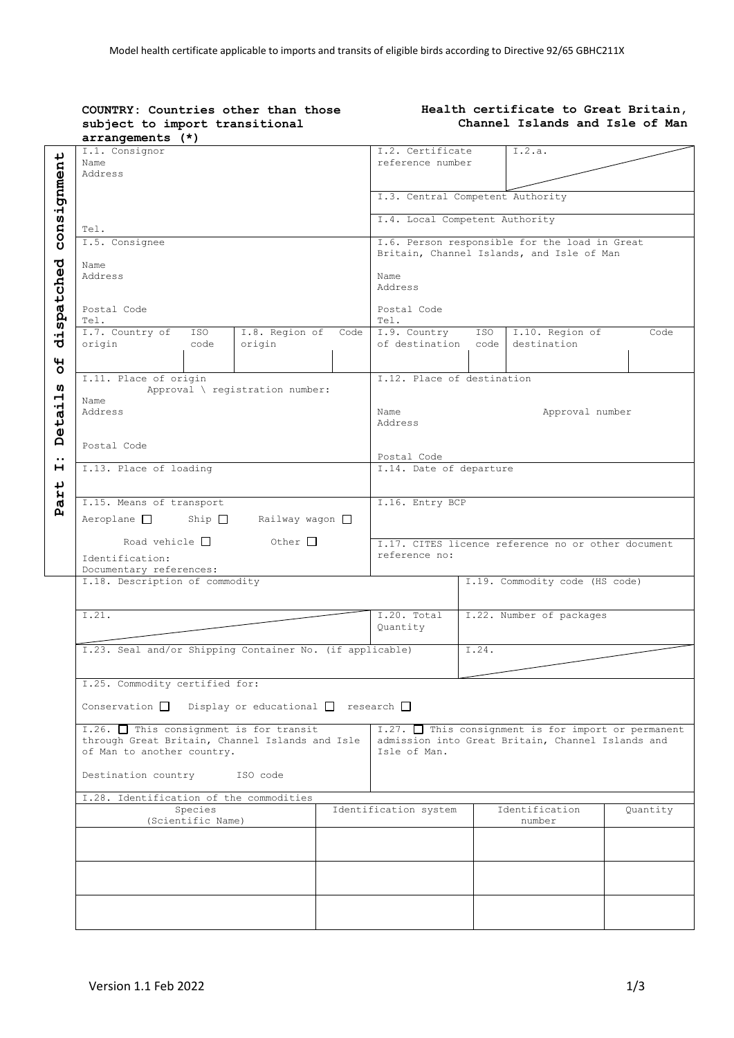Model health certificate applicable to imports and transits of eligible birds according to Directive 92/65 GBHC211X

**COUNTRY: Countries other than those subject to import transitional arrangements (*)**

**Health certificate to Great Britain, Channel Islands and Isle of Man**

**Part I: Details of dispatched consignment**

| | | | |
|---|---|---|---|
| I.1. Consignor<br>Name<br>Address<br><br>Tel. | | I.2. Certificate reference number | I.2.a. |
| | | I.3. Central Competent Authority | |
| | | I.4. Local Competent Authority | |
| I.5. Consignee<br>Name<br>Address<br>Postal Code<br>Tel. | | I.6. Person responsible for the load in Great Britain, Channel Islands, and Isle of Man<br>Name<br>Address<br>Postal Code<br>Tel. | |
| I.7. Country of origin / ISO code | I.8. Region of origin / Code | I.9. Country of destination / ISO code | I.10. Region of destination / Code |
| I.11. Place of origin<br>Approval \ registration number:<br>Name<br>Address<br>Postal Code | | I.12. Place of destination<br>Name / Approval number<br>Address<br>Postal Code | |
| I.13. Place of loading | | I.14. Date of departure | |
| I.15. Means of transport<br>Aeroplane ☐ Ship ☐ Railway wagon ☐<br>Road vehicle ☐ Other ☐<br>Identification:<br>Documentary references: | | I.16. Entry BCP | |
| | | I.17. CITES licence reference no or other document reference no: | |
| I.18. Description of commodity | | | I.19. Commodity code (HS code) |
| I.21. | | I.20. Total Quantity | I.22. Number of packages |
| I.23. Seal and/or Shipping Container No. (if applicable) | | | I.24. |
| I.25. Commodity certified for:<br>Conservation ☐ Display or educational ☐ research ☐ | | | |
| I.26. ☐ This consignment is for transit through Great Britain, Channel Islands and Isle of Man to another country.<br>Destination country ISO code | | I.27. ☐ This consignment is for import or permanent admission into Great Britain, Channel Islands and Isle of Man. | |

I.28. Identification of the commodities

| Species (Scientific Name) | Identification system | Identification number | Quantity |
|---|---|---|---|
| | | | |
| | | | |
| | | | |

Version 1.1 Feb 2022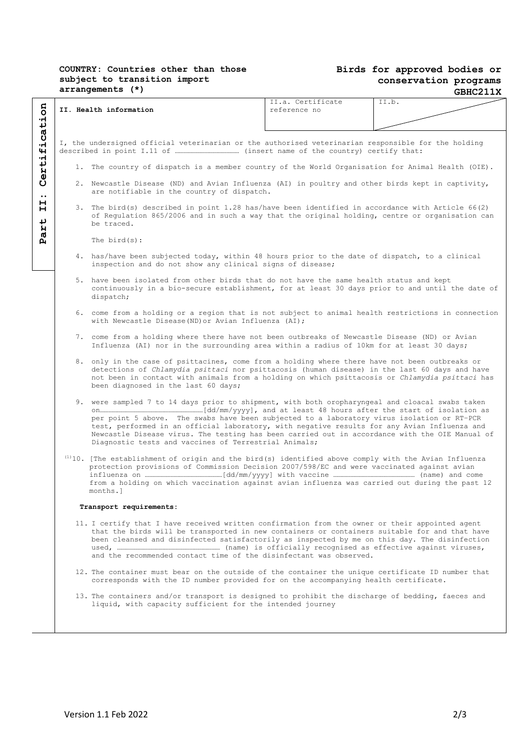**COUNTRY: Countries other than those subject to transition import arrangements (*)**

**Birds for approved bodies or conservation programs GBHC211X**

**Part II: Certification**

| **II. Health information** | II.a. Certificate reference no | II.b. |
|---|---|---|

I, the undersigned official veterinarian or the authorised veterinarian responsible for the holding described in point I.11 of ……………………………… (insert name of the country) certify that:

1. The country of dispatch is a member country of the World Organisation for Animal Health (OIE).
2. Newcastle Disease (ND) and Avian Influenza (AI) in poultry and other birds kept in captivity, are notifiable in the country of dispatch.
3. The bird(s) described in point 1.28 has/have been identified in accordance with Article 66(2) of Regulation 865/2006 and in such a way that the original holding, centre or organisation can be traced.

   The bird(s):

4. has/have been subjected today, within 48 hours prior to the date of dispatch, to a clinical inspection and do not show any clinical signs of disease;
5. have been isolated from other birds that do not have the same health status and kept continuously in a bio-secure establishment, for at least 30 days prior to and until the date of dispatch;
6. come from a holding or a region that is not subject to animal health restrictions in connection with Newcastle Disease(ND)or Avian Influenza (AI);
7. come from a holding where there have not been outbreaks of Newcastle Disease (ND) or Avian Influenza (AI) nor in the surrounding area within a radius of 10km for at least 30 days;
8. only in the case of psittacines, come from a holding where there have not been outbreaks or detections of *Chlamydia psittaci* nor psittacosis (human disease) in the last 60 days and have not been in contact with animals from a holding on which psittacosis or *Chlamydia psittaci* has been diagnosed in the last 60 days;
9. were sampled 7 to 14 days prior to shipment, with both oropharyngeal and cloacal swabs taken on…………………………………………………[dd/mm/yyyy], and at least 48 hours after the start of isolation as per point 5 above. The swabs have been subjected to a laboratory virus isolation or RT-PCR test, performed in an official laboratory, with negative results for any Avian Influenza and Newcastle Disease virus. The testing has been carried out in accordance with the OIE Manual of Diagnostic tests and vaccines of Terrestrial Animals;

(1)10. [The establishment of origin and the bird(s) identified above comply with the Avian Influenza protection provisions of Commission Decision 2007/598/EC and were vaccinated against avian influenza on ……………………………………………[dd/mm/yyyy] with vaccine ……………………………………………… (name) and come from a holding on which vaccination against avian influenza was carried out during the past 12 months.]

**Transport requirements:**

11. I certify that I have received written confirmation from the owner or their appointed agent that the birds will be transported in new containers or containers suitable for and that have been cleansed and disinfected satisfactorily as inspected by me on this day. The disinfection used, ……………………………………………… (name) is officially recognised as effective against viruses, and the recommended contact time of the disinfectant was observed.
12. The container must bear on the outside of the container the unique certificate ID number that corresponds with the ID number provided for on the accompanying health certificate.
13. The containers and/or transport is designed to prohibit the discharge of bedding, faeces and liquid, with capacity sufficient for the intended journey

Version 1.1 Feb 2022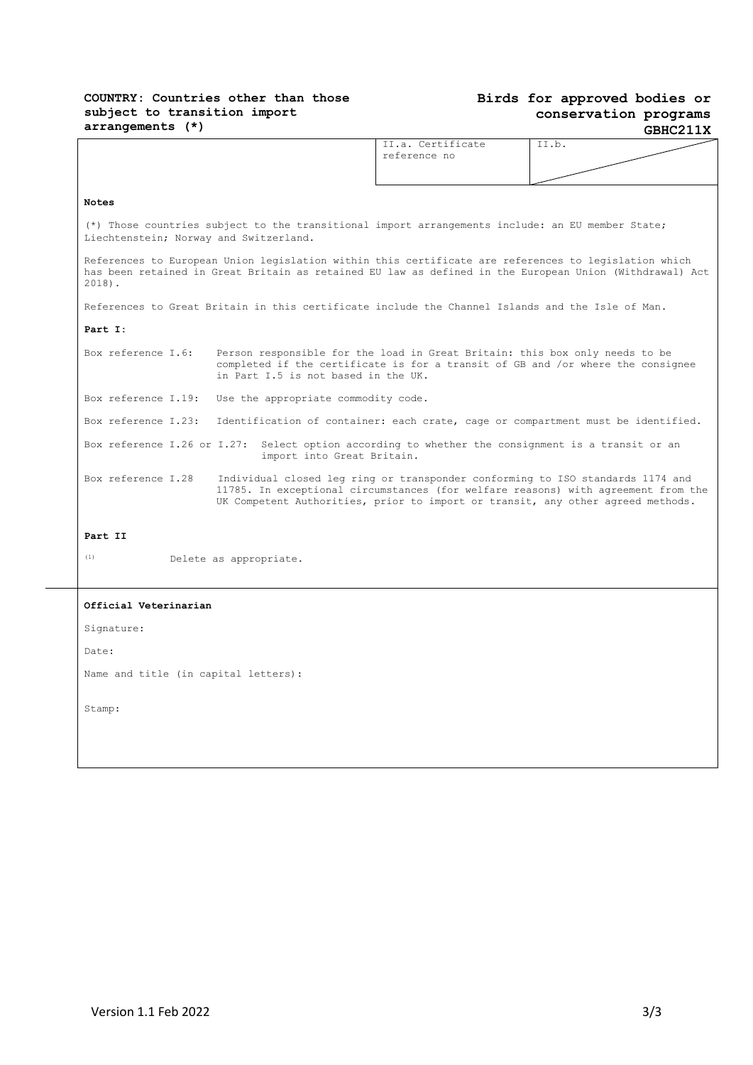**COUNTRY: Countries other than those subject to transition import arrangements (*)**

**Birds for approved bodies or conservation programs**
**GBHC211X**

| II.a. Certificate reference no | II.b. |
|---|---|

**Notes**

(*) Those countries subject to the transitional import arrangements include: an EU member State; Liechtenstein; Norway and Switzerland.

References to European Union legislation within this certificate are references to legislation which has been retained in Great Britain as retained EU law as defined in the European Union (Withdrawal) Act 2018).

References to Great Britain in this certificate include the Channel Islands and the Isle of Man.

**Part I:**

Box reference I.6: Person responsible for the load in Great Britain: this box only needs to be completed if the certificate is for a transit of GB and /or where the consignee in Part I.5 is not based in the UK.

Box reference I.19: Use the appropriate commodity code.

Box reference I.23: Identification of container: each crate, cage or compartment must be identified.

Box reference I.26 or I.27: Select option according to whether the consignment is a transit or an import into Great Britain.

Box reference I.28 Individual closed leg ring or transponder conforming to ISO standards 1174 and 11785. In exceptional circumstances (for welfare reasons) with agreement from the UK Competent Authorities, prior to import or transit, any other agreed methods.

**Part II**

(1) Delete as appropriate.

**Official Veterinarian**

Signature:

Date:

Name and title (in capital letters):

Stamp:

Version 1.1 Feb 2022